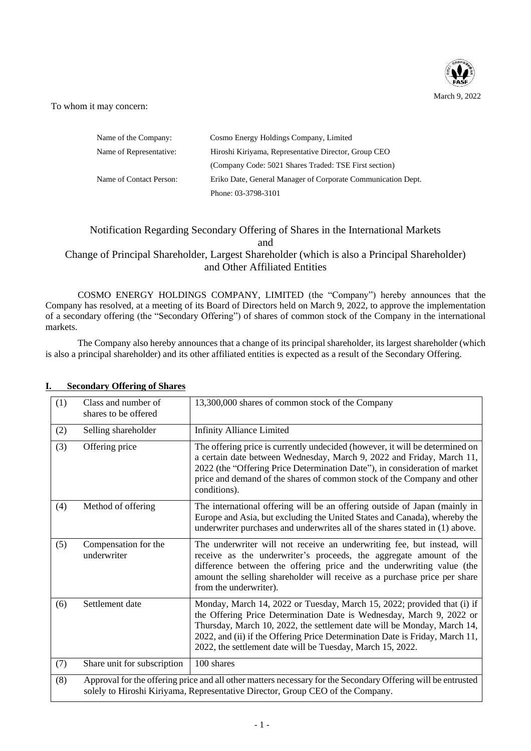March 9, 2022

To whom it may concern:

| | |
|---|---|
| Name of the Company: | Cosmo Energy Holdings Company, Limited |
| Name of Representative: | Hiroshi Kiriyama, Representative Director, Group CEO |
| | (Company Code: 5021 Shares Traded: TSE First section) |
| Name of Contact Person: | Eriko Date, General Manager of Corporate Communication Dept. |
| | Phone: 03-3798-3101 |

# Notification Regarding Secondary Offering of Shares in the International Markets and Change of Principal Shareholder, Largest Shareholder (which is also a Principal Shareholder) and Other Affiliated Entities

COSMO ENERGY HOLDINGS COMPANY, LIMITED (the "Company") hereby announces that the Company has resolved, at a meeting of its Board of Directors held on March 9, 2022, to approve the implementation of a secondary offering (the "Secondary Offering") of shares of common stock of the Company in the international markets.

The Company also hereby announces that a change of its principal shareholder, its largest shareholder (which is also a principal shareholder) and its other affiliated entities is expected as a result of the Secondary Offering.

## I. Secondary Offering of Shares

| | | |
|---|---|---|
| (1) | Class and number of shares to be offered | 13,300,000 shares of common stock of the Company |
| (2) | Selling shareholder | Infinity Alliance Limited |
| (3) | Offering price | The offering price is currently undecided (however, it will be determined on a certain date between Wednesday, March 9, 2022 and Friday, March 11, 2022 (the "Offering Price Determination Date"), in consideration of market price and demand of the shares of common stock of the Company and other conditions). |
| (4) | Method of offering | The international offering will be an offering outside of Japan (mainly in Europe and Asia, but excluding the United States and Canada), whereby the underwriter purchases and underwrites all of the shares stated in (1) above. |
| (5) | Compensation for the underwriter | The underwriter will not receive an underwriting fee, but instead, will receive as the underwriter's proceeds, the aggregate amount of the difference between the offering price and the underwriting value (the amount the selling shareholder will receive as a purchase price per share from the underwriter). |
| (6) | Settlement date | Monday, March 14, 2022 or Tuesday, March 15, 2022; provided that (i) if the Offering Price Determination Date is Wednesday, March 9, 2022 or Thursday, March 10, 2022, the settlement date will be Monday, March 14, 2022, and (ii) if the Offering Price Determination Date is Friday, March 11, 2022, the settlement date will be Tuesday, March 15, 2022. |
| (7) | Share unit for subscription | 100 shares |
| (8) | Approval for the offering price and all other matters necessary for the Secondary Offering will be entrusted solely to Hiroshi Kiriyama, Representative Director, Group CEO of the Company. | |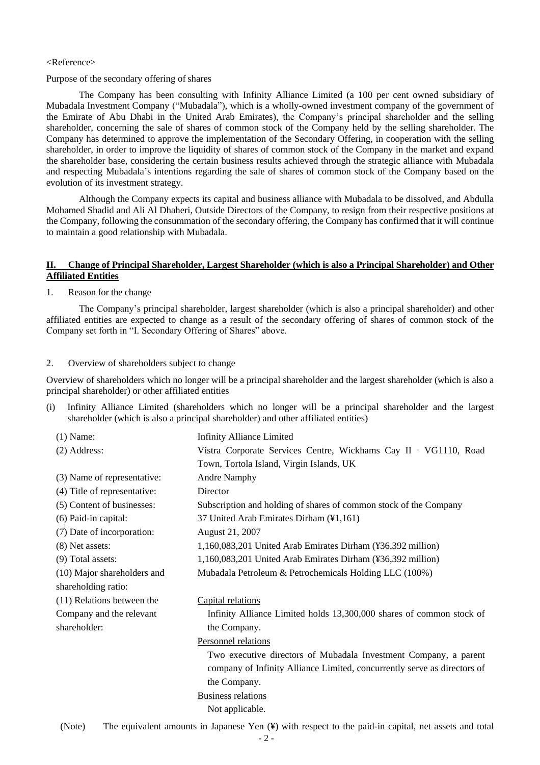<Reference>

Purpose of the secondary offering of shares

The Company has been consulting with Infinity Alliance Limited (a 100 per cent owned subsidiary of Mubadala Investment Company ("Mubadala"), which is a wholly-owned investment company of the government of the Emirate of Abu Dhabi in the United Arab Emirates), the Company's principal shareholder and the selling shareholder, concerning the sale of shares of common stock of the Company held by the selling shareholder. The Company has determined to approve the implementation of the Secondary Offering, in cooperation with the selling shareholder, in order to improve the liquidity of shares of common stock of the Company in the market and expand the shareholder base, considering the certain business results achieved through the strategic alliance with Mubadala and respecting Mubadala's intentions regarding the sale of shares of common stock of the Company based on the evolution of its investment strategy.

Although the Company expects its capital and business alliance with Mubadala to be dissolved, and Abdulla Mohamed Shadid and Ali Al Dhaheri, Outside Directors of the Company, to resign from their respective positions at the Company, following the consummation of the secondary offering, the Company has confirmed that it will continue to maintain a good relationship with Mubadala.

## II. Change of Principal Shareholder, Largest Shareholder (which is also a Principal Shareholder) and Other Affiliated Entities

1. Reason for the change

The Company's principal shareholder, largest shareholder (which is also a principal shareholder) and other affiliated entities are expected to change as a result of the secondary offering of shares of common stock of the Company set forth in "I. Secondary Offering of Shares" above.

2. Overview of shareholders subject to change

Overview of shareholders which no longer will be a principal shareholder and the largest shareholder (which is also a principal shareholder) or other affiliated entities

(i) Infinity Alliance Limited (shareholders which no longer will be a principal shareholder and the largest shareholder (which is also a principal shareholder) and other affiliated entities)

| | |
|---|---|
| (1) Name: | Infinity Alliance Limited |
| (2) Address: | Vistra Corporate Services Centre, Wickhams Cay II - VG1110, Road Town, Tortola Island, Virgin Islands, UK |
| (3) Name of representative: | Andre Namphy |
| (4) Title of representative: | Director |
| (5) Content of businesses: | Subscription and holding of shares of common stock of the Company |
| (6) Paid-in capital: | 37 United Arab Emirates Dirham (¥1,161) |
| (7) Date of incorporation: | August 21, 2007 |
| (8) Net assets: | 1,160,083,201 United Arab Emirates Dirham (¥36,392 million) |
| (9) Total assets: | 1,160,083,201 United Arab Emirates Dirham (¥36,392 million) |
| (10) Major shareholders and shareholding ratio: | Mubadala Petroleum & Petrochemicals Holding LLC (100%) |
| (11) Relations between the Company and the relevant shareholder: | Capital relations<br>Infinity Alliance Limited holds 13,300,000 shares of common stock of the Company.<br>Personnel relations<br>Two executive directors of Mubadala Investment Company, a parent company of Infinity Alliance Limited, concurrently serve as directors of the Company.<br>Business relations<br>Not applicable. |

(Note) The equivalent amounts in Japanese Yen (¥) with respect to the paid-in capital, net assets and total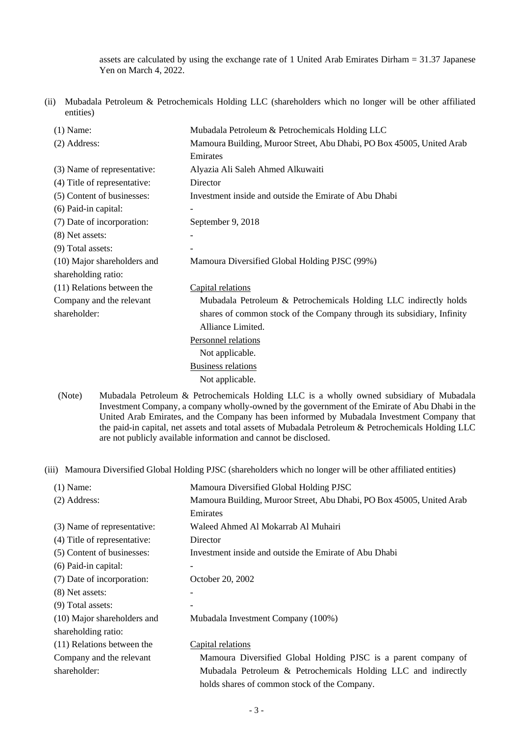assets are calculated by using the exchange rate of 1 United Arab Emirates Dirham = 31.37 Japanese Yen on March 4, 2022.

(ii) Mubadala Petroleum & Petrochemicals Holding LLC (shareholders which no longer will be other affiliated entities)

| | |
|---|---|
| (1) Name: | Mubadala Petroleum & Petrochemicals Holding LLC |
| (2) Address: | Mamoura Building, Muroor Street, Abu Dhabi, PO Box 45005, United Arab Emirates |
| (3) Name of representative: | Alyazia Ali Saleh Ahmed Alkuwaiti |
| (4) Title of representative: | Director |
| (5) Content of businesses: | Investment inside and outside the Emirate of Abu Dhabi |
| (6) Paid-in capital: | - |
| (7) Date of incorporation: | September 9, 2018 |
| (8) Net assets: | - |
| (9) Total assets: | - |
| (10) Major shareholders and shareholding ratio: | Mamoura Diversified Global Holding PJSC (99%) |
| (11) Relations between the Company and the relevant shareholder: | Capital relations<br>Mubadala Petroleum & Petrochemicals Holding LLC indirectly holds shares of common stock of the Company through its subsidiary, Infinity Alliance Limited.<br>Personnel relations<br>Not applicable.<br>Business relations<br>Not applicable. |

(Note) Mubadala Petroleum & Petrochemicals Holding LLC is a wholly owned subsidiary of Mubadala Investment Company, a company wholly-owned by the government of the Emirate of Abu Dhabi in the United Arab Emirates, and the Company has been informed by Mubadala Investment Company that the paid-in capital, net assets and total assets of Mubadala Petroleum & Petrochemicals Holding LLC are not publicly available information and cannot be disclosed.

(iii) Mamoura Diversified Global Holding PJSC (shareholders which no longer will be other affiliated entities)

| | |
|---|---|
| (1) Name: | Mamoura Diversified Global Holding PJSC |
| (2) Address: | Mamoura Building, Muroor Street, Abu Dhabi, PO Box 45005, United Arab Emirates |
| (3) Name of representative: | Waleed Ahmed Al Mokarrab Al Muhairi |
| (4) Title of representative: | Director |
| (5) Content of businesses: | Investment inside and outside the Emirate of Abu Dhabi |
| (6) Paid-in capital: | - |
| (7) Date of incorporation: | October 20, 2002 |
| (8) Net assets: | - |
| (9) Total assets: | - |
| (10) Major shareholders and shareholding ratio: | Mubadala Investment Company (100%) |
| (11) Relations between the Company and the relevant shareholder: | Capital relations<br>Mamoura Diversified Global Holding PJSC is a parent company of Mubadala Petroleum & Petrochemicals Holding LLC and indirectly holds shares of common stock of the Company. |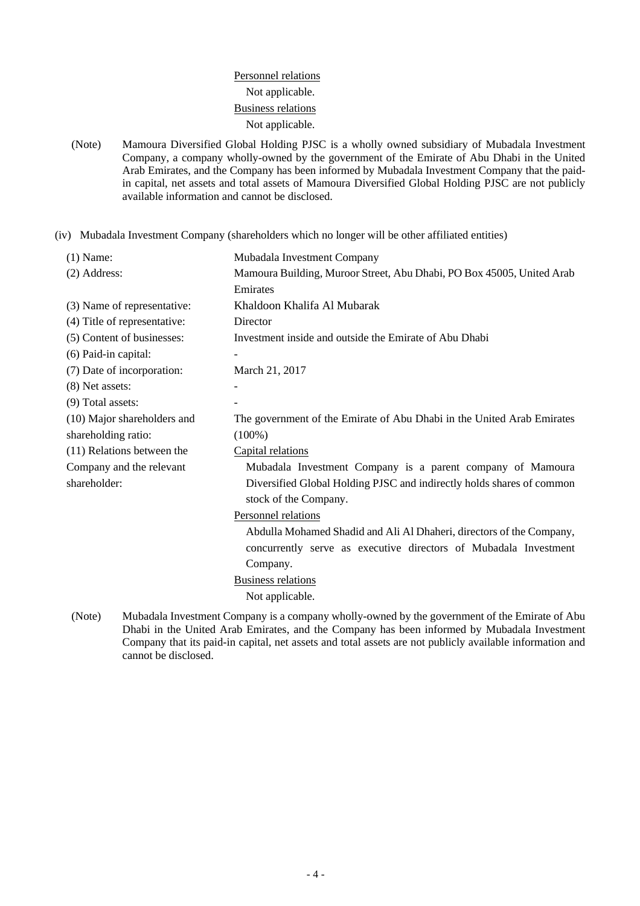Personnel relations

Not applicable.

Business relations

Not applicable.

(Note) Mamoura Diversified Global Holding PJSC is a wholly owned subsidiary of Mubadala Investment Company, a company wholly-owned by the government of the Emirate of Abu Dhabi in the United Arab Emirates, and the Company has been informed by Mubadala Investment Company that the paid-in capital, net assets and total assets of Mamoura Diversified Global Holding PJSC are not publicly available information and cannot be disclosed.

(iv) Mubadala Investment Company (shareholders which no longer will be other affiliated entities)

| | |
|---|---|
| (1) Name: | Mubadala Investment Company |
| (2) Address: | Mamoura Building, Muroor Street, Abu Dhabi, PO Box 45005, United Arab Emirates |
| (3) Name of representative: | Khaldoon Khalifa Al Mubarak |
| (4) Title of representative: | Director |
| (5) Content of businesses: | Investment inside and outside the Emirate of Abu Dhabi |
| (6) Paid-in capital: | - |
| (7) Date of incorporation: | March 21, 2017 |
| (8) Net assets: | - |
| (9) Total assets: | - |
| (10) Major shareholders and shareholding ratio: | The government of the Emirate of Abu Dhabi in the United Arab Emirates (100%) |
| (11) Relations between the Company and the relevant shareholder: | Capital relations<br>Mubadala Investment Company is a parent company of Mamoura Diversified Global Holding PJSC and indirectly holds shares of common stock of the Company.<br>Personnel relations<br>Abdulla Mohamed Shadid and Ali Al Dhaheri, directors of the Company, concurrently serve as executive directors of Mubadala Investment Company.<br>Business relations<br>Not applicable. |

(Note) Mubadala Investment Company is a company wholly-owned by the government of the Emirate of Abu Dhabi in the United Arab Emirates, and the Company has been informed by Mubadala Investment Company that its paid-in capital, net assets and total assets are not publicly available information and cannot be disclosed.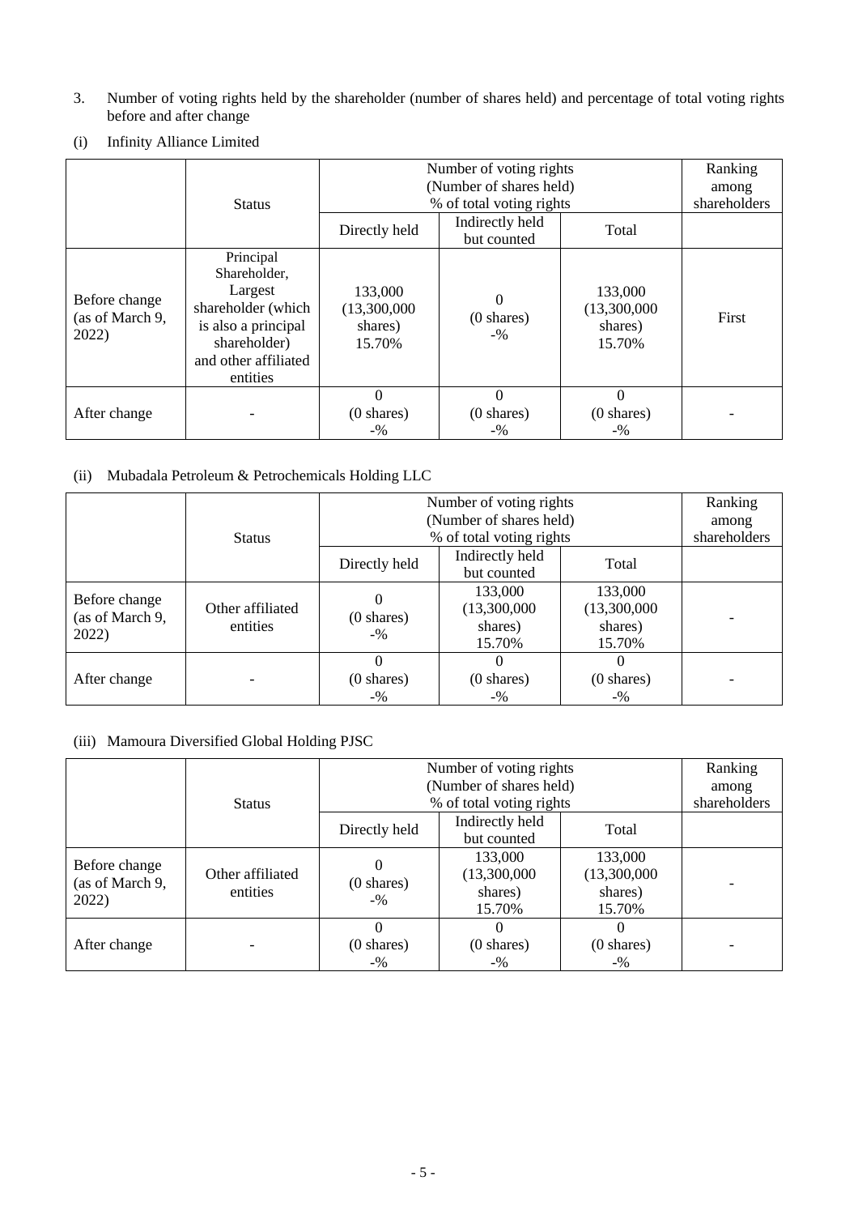3. Number of voting rights held by the shareholder (number of shares held) and percentage of total voting rights before and after change

(i) Infinity Alliance Limited

| | Status | Number of voting rights (Number of shares held) % of total voting rights | | | Ranking among shareholders |
|---|---|---|---|---|---|
| | | Directly held | Indirectly held but counted | Total | |
| Before change (as of March 9, 2022) | Principal Shareholder, Largest shareholder (which is also a principal shareholder) and other affiliated entities | 133,000 (13,300,000 shares) 15.70% | 0 (0 shares) -% | 133,000 (13,300,000 shares) 15.70% | First |
| After change | - | 0 (0 shares) -% | 0 (0 shares) -% | 0 (0 shares) -% | - |

(ii) Mubadala Petroleum & Petrochemicals Holding LLC

| | Status | Number of voting rights (Number of shares held) % of total voting rights | | | Ranking among shareholders |
|---|---|---|---|---|---|
| | | Directly held | Indirectly held but counted | Total | |
| Before change (as of March 9, 2022) | Other affiliated entities | 0 (0 shares) -% | 133,000 (13,300,000 shares) 15.70% | 133,000 (13,300,000 shares) 15.70% | - |
| After change | - | 0 (0 shares) -% | 0 (0 shares) -% | 0 (0 shares) -% | - |

(iii) Mamoura Diversified Global Holding PJSC

| | Status | Number of voting rights (Number of shares held) % of total voting rights | | | Ranking among shareholders |
|---|---|---|---|---|---|
| | | Directly held | Indirectly held but counted | Total | |
| Before change (as of March 9, 2022) | Other affiliated entities | 0 (0 shares) -% | 133,000 (13,300,000 shares) 15.70% | 133,000 (13,300,000 shares) 15.70% | - |
| After change | - | 0 (0 shares) -% | 0 (0 shares) -% | 0 (0 shares) -% | - |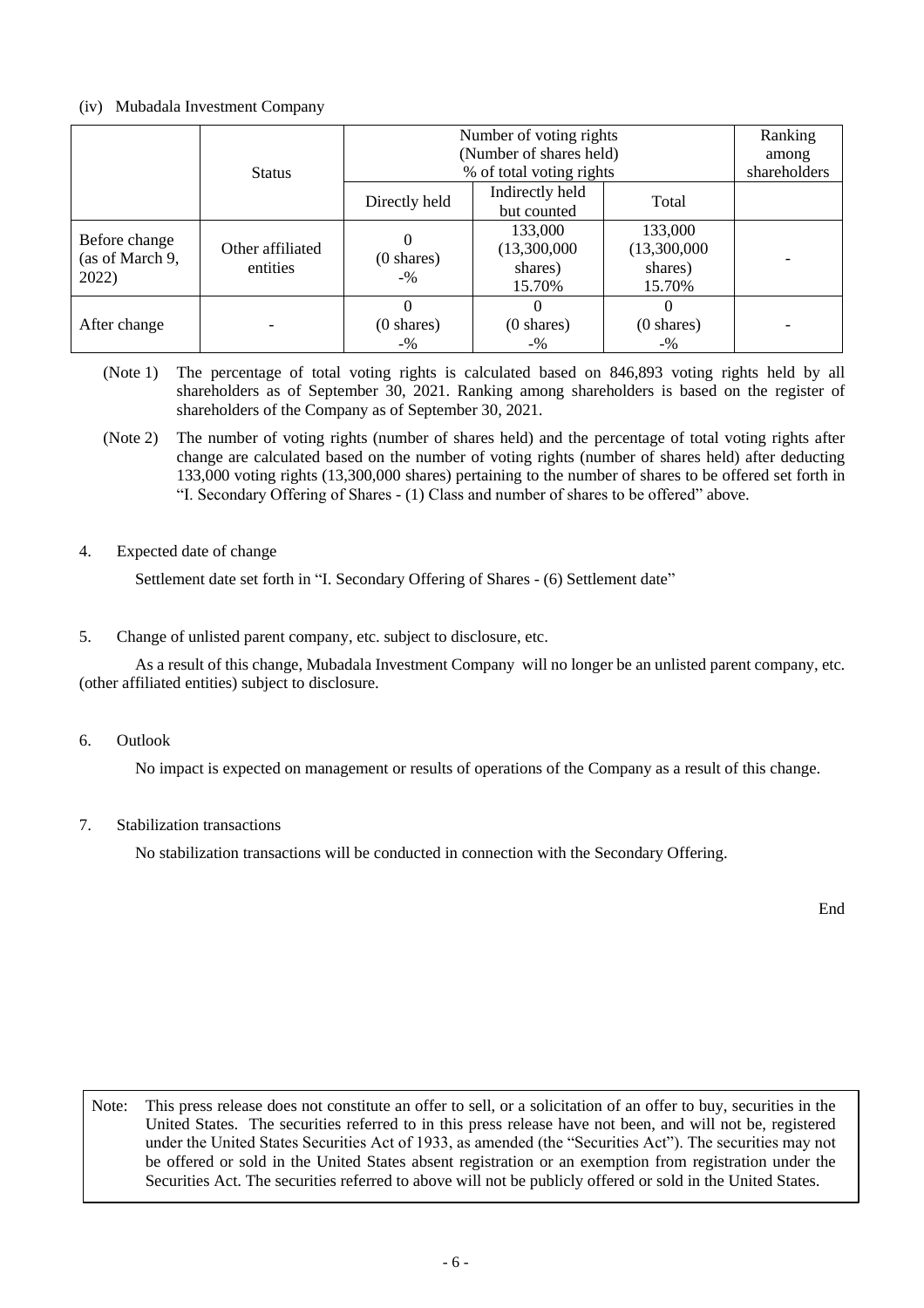(iv) Mubadala Investment Company

| | Status | Number of voting rights (Number of shares held) % of total voting rights | | | Ranking among shareholders |
|---|---|---|---|---|---|
| | | Directly held | Indirectly held but counted | Total | |
| Before change (as of March 9, 2022) | Other affiliated entities | 0 (0 shares) -% | 133,000 (13,300,000 shares) 15.70% | 133,000 (13,300,000 shares) 15.70% | - |
| After change | - | 0 (0 shares) -% | 0 (0 shares) -% | 0 (0 shares) -% | - |

(Note 1) The percentage of total voting rights is calculated based on 846,893 voting rights held by all shareholders as of September 30, 2021. Ranking among shareholders is based on the register of shareholders of the Company as of September 30, 2021.

(Note 2) The number of voting rights (number of shares held) and the percentage of total voting rights after change are calculated based on the number of voting rights (number of shares held) after deducting 133,000 voting rights (13,300,000 shares) pertaining to the number of shares to be offered set forth in "I. Secondary Offering of Shares - (1) Class and number of shares to be offered" above.

4. Expected date of change

Settlement date set forth in "I. Secondary Offering of Shares - (6) Settlement date"

5. Change of unlisted parent company, etc. subject to disclosure, etc.

As a result of this change, Mubadala Investment Company will no longer be an unlisted parent company, etc. (other affiliated entities) subject to disclosure.

6. Outlook

No impact is expected on management or results of operations of the Company as a result of this change.

7. Stabilization transactions

No stabilization transactions will be conducted in connection with the Secondary Offering.

End

Note: This press release does not constitute an offer to sell, or a solicitation of an offer to buy, securities in the United States. The securities referred to in this press release have not been, and will not be, registered under the United States Securities Act of 1933, as amended (the "Securities Act"). The securities may not be offered or sold in the United States absent registration or an exemption from registration under the Securities Act. The securities referred to above will not be publicly offered or sold in the United States.